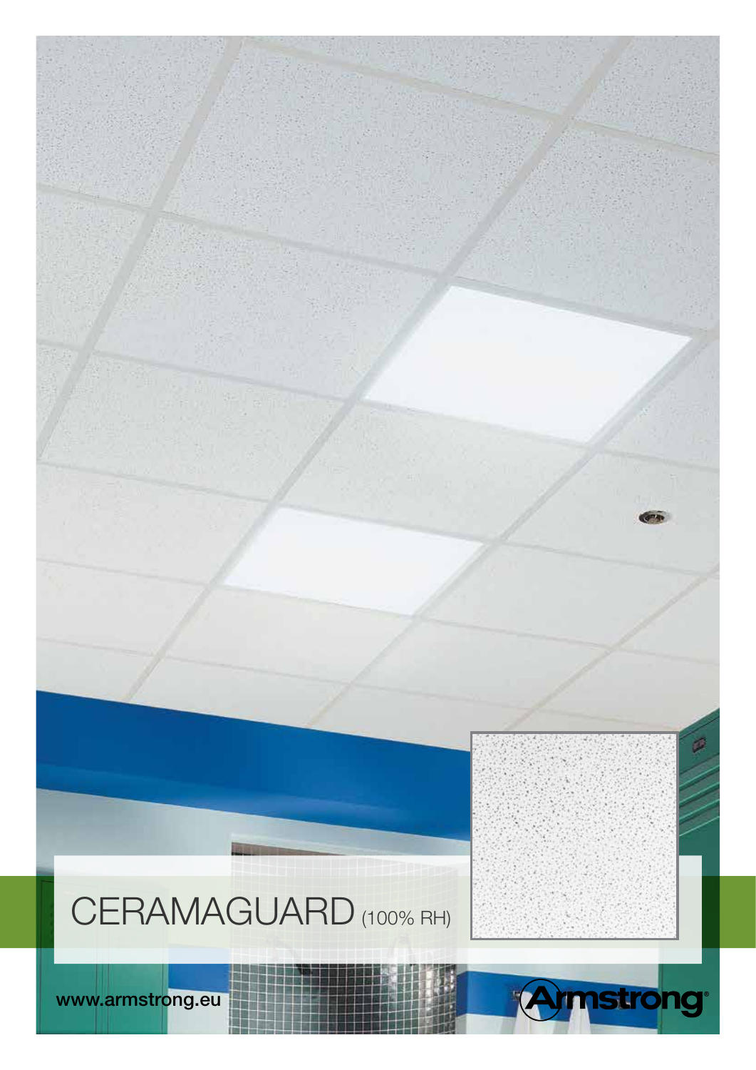# CERAMAGUARD (100% RH)

www.armstrong.eu

Armstrong®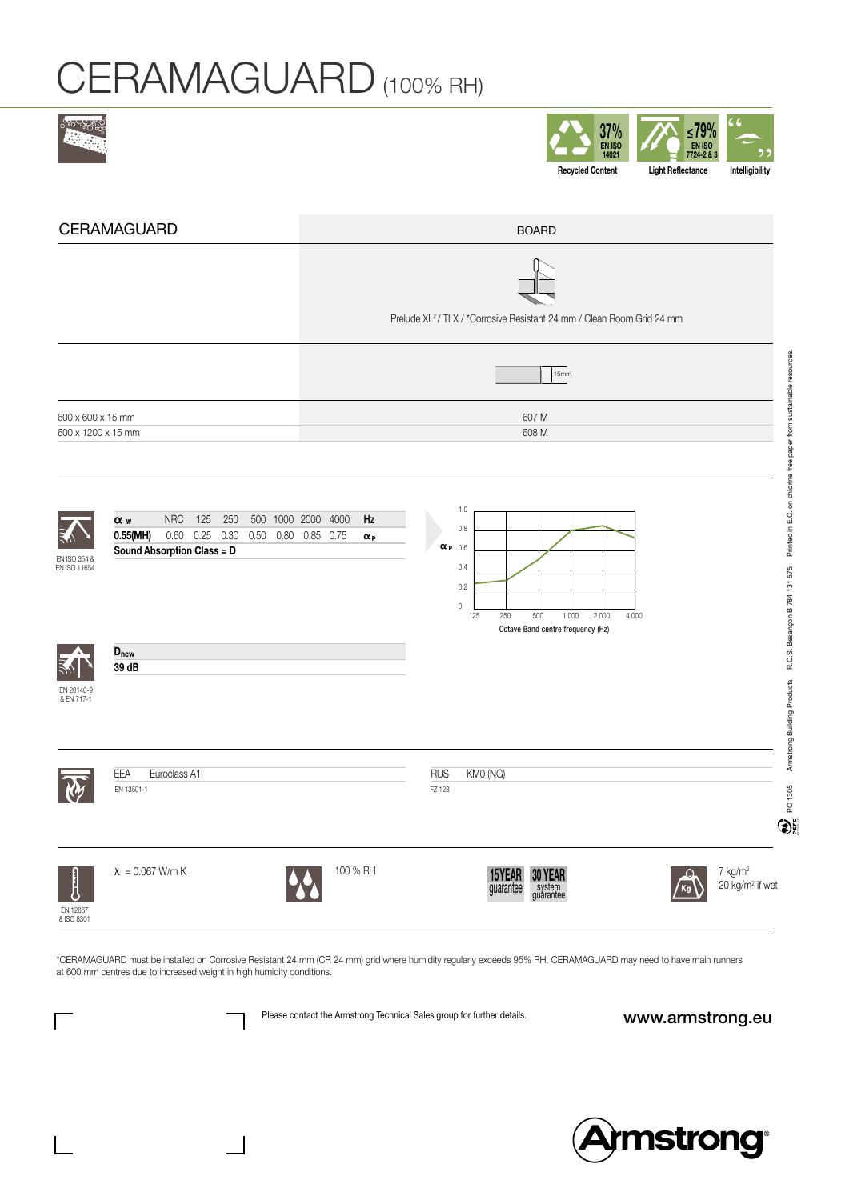# CERAMAGUARD (100% RH)

37% EN ISO 14021 Recycled Content

≤79% EN ISO 7724-2 & 3 Light Reflectance

Intelligibility

| CERAMAGUARD | BOARD |
|---|---|
| | Prelude XL[2] / TLX / *Corrosive Resistant 24 mm / Clean Room Grid 24 mm |
| | 15mm |
| 600 x 600 x 15 mm | 607 M |
| 600 x 1200 x 15 mm | 608 M |

EN ISO 354 & EN ISO 11654

| $\alpha_w$ | NRC | 125 | 250 | 500 | 1000 | 2000 | 4000 | Hz |
|---|---|---|---|---|---|---|---|---|
| **0.55(MH)** | 0.60 | 0.25 | 0.30 | 0.50 | 0.80 | 0.85 | 0.75 | $\alpha_p$ |

**Sound Absorption Class = D**

$\alpha_p$

1.0
0.8
0.6
0.4
0.2
0

125 250 500 1 000 2 000 4 000

Octave Band centre frequency (Hz)

EN 20140-9 & EN 717-1

$D_{ncw}$
**39 dB**

EEA Euroclass A1
EN 13501-1

RUS KM0 (NG)
FZ 123

EN 12667 & ISO 8301

$\lambda$ = 0.067 W/m K

100 % RH

15 YEAR guarantee

30 YEAR system guarantee

7 kg/m[2]
20 kg/m[2] if wet

*CERAMAGUARD must be installed on Corrosive Resistant 24 mm (CR 24 mm) grid where humidity regularly exceeds 95% RH. CERAMAGUARD may need to have main runners at 600 mm centres due to increased weight in high humidity conditions.

Please contact the Armstrong Technical Sales group for further details.

**www.armstrong.eu**

PC 1305 Armstrong Building Products R.C.S. Besançon B 784 131 575 Printed in E.C. on chlorine free paper from sustainable resources.

Armstrong